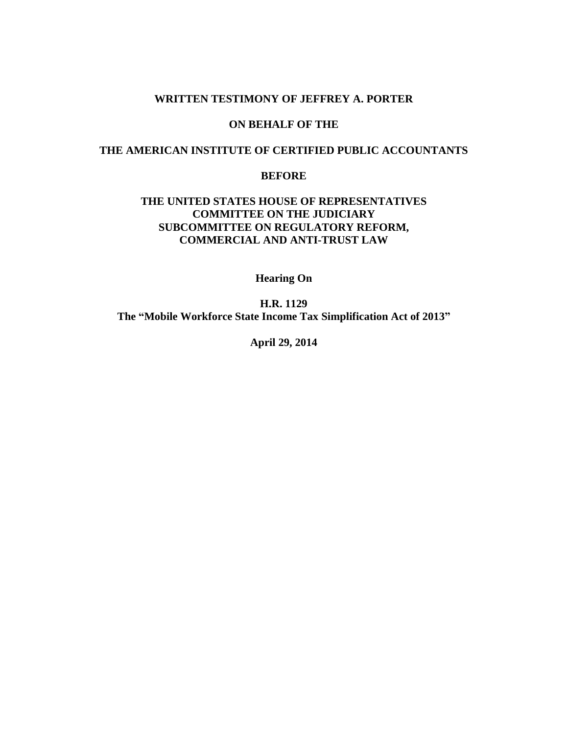**WRITTEN TESTIMONY OF JEFFREY A. PORTER**

**ON BEHALF OF THE**

**THE AMERICAN INSTITUTE OF CERTIFIED PUBLIC ACCOUNTANTS**

**BEFORE**

**THE UNITED STATES HOUSE OF REPRESENTATIVES**
**COMMITTEE ON THE JUDICIARY**
**SUBCOMMITTEE ON REGULATORY REFORM,**
**COMMERCIAL AND ANTI-TRUST LAW**

**Hearing On**

**H.R. 1129**
**The "Mobile Workforce State Income Tax Simplification Act of 2013"**

**April 29, 2014**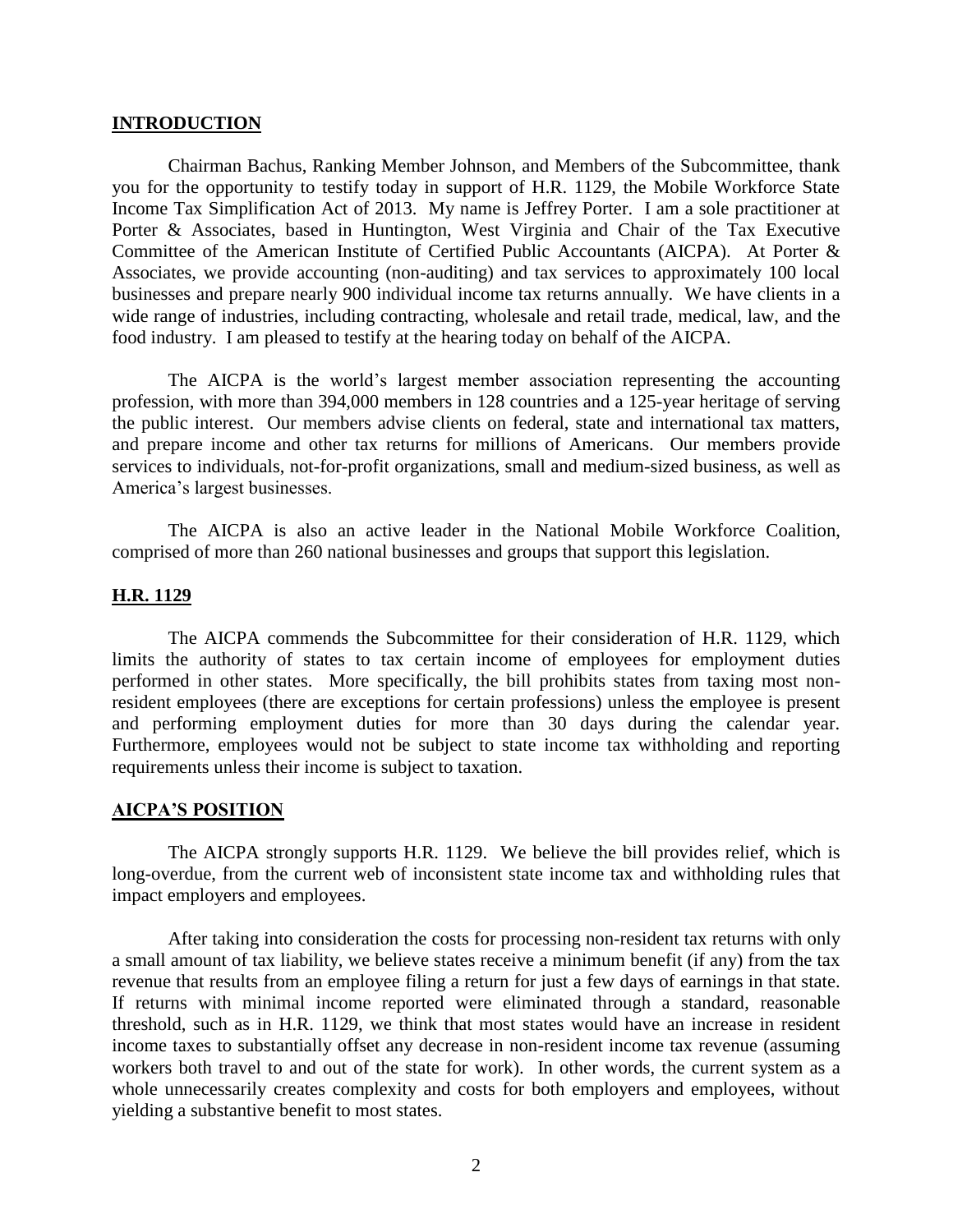## INTRODUCTION

Chairman Bachus, Ranking Member Johnson, and Members of the Subcommittee, thank you for the opportunity to testify today in support of H.R. 1129, the Mobile Workforce State Income Tax Simplification Act of 2013. My name is Jeffrey Porter. I am a sole practitioner at Porter & Associates, based in Huntington, West Virginia and Chair of the Tax Executive Committee of the American Institute of Certified Public Accountants (AICPA). At Porter & Associates, we provide accounting (non-auditing) and tax services to approximately 100 local businesses and prepare nearly 900 individual income tax returns annually. We have clients in a wide range of industries, including contracting, wholesale and retail trade, medical, law, and the food industry. I am pleased to testify at the hearing today on behalf of the AICPA.

The AICPA is the world's largest member association representing the accounting profession, with more than 394,000 members in 128 countries and a 125-year heritage of serving the public interest. Our members advise clients on federal, state and international tax matters, and prepare income and other tax returns for millions of Americans. Our members provide services to individuals, not-for-profit organizations, small and medium-sized business, as well as America's largest businesses.

The AICPA is also an active leader in the National Mobile Workforce Coalition, comprised of more than 260 national businesses and groups that support this legislation.

## H.R. 1129

The AICPA commends the Subcommittee for their consideration of H.R. 1129, which limits the authority of states to tax certain income of employees for employment duties performed in other states. More specifically, the bill prohibits states from taxing most non-resident employees (there are exceptions for certain professions) unless the employee is present and performing employment duties for more than 30 days during the calendar year. Furthermore, employees would not be subject to state income tax withholding and reporting requirements unless their income is subject to taxation.

## AICPA'S POSITION

The AICPA strongly supports H.R. 1129. We believe the bill provides relief, which is long-overdue, from the current web of inconsistent state income tax and withholding rules that impact employers and employees.

After taking into consideration the costs for processing non-resident tax returns with only a small amount of tax liability, we believe states receive a minimum benefit (if any) from the tax revenue that results from an employee filing a return for just a few days of earnings in that state. If returns with minimal income reported were eliminated through a standard, reasonable threshold, such as in H.R. 1129, we think that most states would have an increase in resident income taxes to substantially offset any decrease in non-resident income tax revenue (assuming workers both travel to and out of the state for work). In other words, the current system as a whole unnecessarily creates complexity and costs for both employers and employees, without yielding a substantive benefit to most states.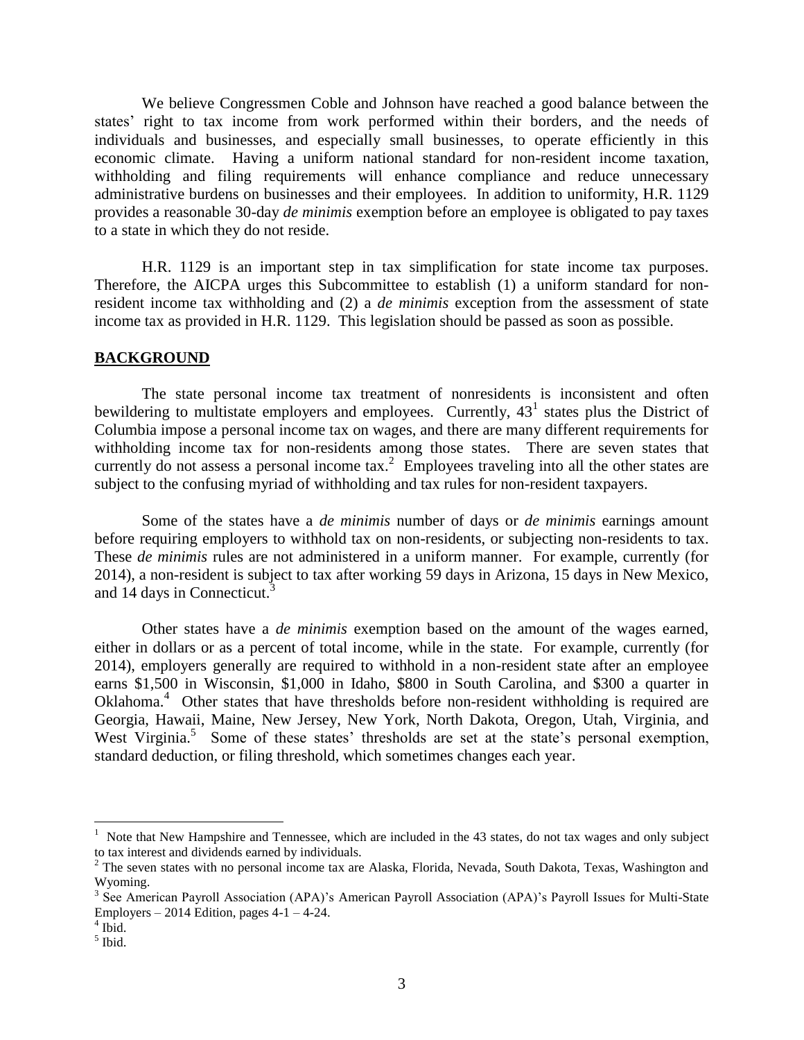We believe Congressmen Coble and Johnson have reached a good balance between the states' right to tax income from work performed within their borders, and the needs of individuals and businesses, and especially small businesses, to operate efficiently in this economic climate. Having a uniform national standard for non-resident income taxation, withholding and filing requirements will enhance compliance and reduce unnecessary administrative burdens on businesses and their employees. In addition to uniformity, H.R. 1129 provides a reasonable 30-day *de minimis* exemption before an employee is obligated to pay taxes to a state in which they do not reside.

H.R. 1129 is an important step in tax simplification for state income tax purposes. Therefore, the AICPA urges this Subcommittee to establish (1) a uniform standard for non-resident income tax withholding and (2) a *de minimis* exception from the assessment of state income tax as provided in H.R. 1129. This legislation should be passed as soon as possible.

## **BACKGROUND**

The state personal income tax treatment of nonresidents is inconsistent and often bewildering to multistate employers and employees. Currently, 43[1] states plus the District of Columbia impose a personal income tax on wages, and there are many different requirements for withholding income tax for non-residents among those states. There are seven states that currently do not assess a personal income tax.[2] Employees traveling into all the other states are subject to the confusing myriad of withholding and tax rules for non-resident taxpayers.

Some of the states have a *de minimis* number of days or *de minimis* earnings amount before requiring employers to withhold tax on non-residents, or subjecting non-residents to tax. These *de minimis* rules are not administered in a uniform manner. For example, currently (for 2014), a non-resident is subject to tax after working 59 days in Arizona, 15 days in New Mexico, and 14 days in Connecticut.[3]

Other states have a *de minimis* exemption based on the amount of the wages earned, either in dollars or as a percent of total income, while in the state. For example, currently (for 2014), employers generally are required to withhold in a non-resident state after an employee earns $1,500 in Wisconsin, $1,000 in Idaho, $800 in South Carolina, and $300 a quarter in Oklahoma.[4] Other states that have thresholds before non-resident withholding is required are Georgia, Hawaii, Maine, New Jersey, New York, North Dakota, Oregon, Utah, Virginia, and West Virginia.[5] Some of these states' thresholds are set at the state's personal exemption, standard deduction, or filing threshold, which sometimes changes each year.

---

[1] Note that New Hampshire and Tennessee, which are included in the 43 states, do not tax wages and only subject to tax interest and dividends earned by individuals.

[2] The seven states with no personal income tax are Alaska, Florida, Nevada, South Dakota, Texas, Washington and Wyoming.

[3] See American Payroll Association (APA)'s American Payroll Association (APA)'s Payroll Issues for Multi-State Employers – 2014 Edition, pages 4-1 – 4-24.

[4] Ibid.

[5] Ibid.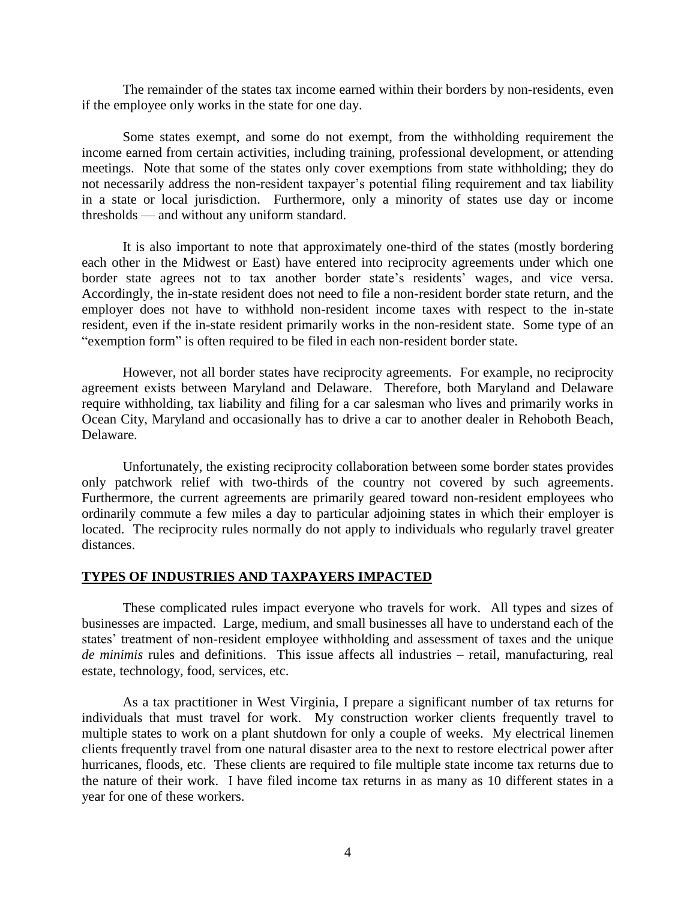The remainder of the states tax income earned within their borders by non-residents, even if the employee only works in the state for one day.

Some states exempt, and some do not exempt, from the withholding requirement the income earned from certain activities, including training, professional development, or attending meetings. Note that some of the states only cover exemptions from state withholding; they do not necessarily address the non-resident taxpayer's potential filing requirement and tax liability in a state or local jurisdiction. Furthermore, only a minority of states use day or income thresholds — and without any uniform standard.

It is also important to note that approximately one-third of the states (mostly bordering each other in the Midwest or East) have entered into reciprocity agreements under which one border state agrees not to tax another border state's residents' wages, and vice versa. Accordingly, the in-state resident does not need to file a non-resident border state return, and the employer does not have to withhold non-resident income taxes with respect to the in-state resident, even if the in-state resident primarily works in the non-resident state. Some type of an "exemption form" is often required to be filed in each non-resident border state.

However, not all border states have reciprocity agreements. For example, no reciprocity agreement exists between Maryland and Delaware. Therefore, both Maryland and Delaware require withholding, tax liability and filing for a car salesman who lives and primarily works in Ocean City, Maryland and occasionally has to drive a car to another dealer in Rehoboth Beach, Delaware.

Unfortunately, the existing reciprocity collaboration between some border states provides only patchwork relief with two-thirds of the country not covered by such agreements. Furthermore, the current agreements are primarily geared toward non-resident employees who ordinarily commute a few miles a day to particular adjoining states in which their employer is located. The reciprocity rules normally do not apply to individuals who regularly travel greater distances.

## **TYPES OF INDUSTRIES AND TAXPAYERS IMPACTED**

These complicated rules impact everyone who travels for work. All types and sizes of businesses are impacted. Large, medium, and small businesses all have to understand each of the states' treatment of non-resident employee withholding and assessment of taxes and the unique *de minimis* rules and definitions. This issue affects all industries – retail, manufacturing, real estate, technology, food, services, etc.

As a tax practitioner in West Virginia, I prepare a significant number of tax returns for individuals that must travel for work. My construction worker clients frequently travel to multiple states to work on a plant shutdown for only a couple of weeks. My electrical linemen clients frequently travel from one natural disaster area to the next to restore electrical power after hurricanes, floods, etc. These clients are required to file multiple state income tax returns due to the nature of their work. I have filed income tax returns in as many as 10 different states in a year for one of these workers.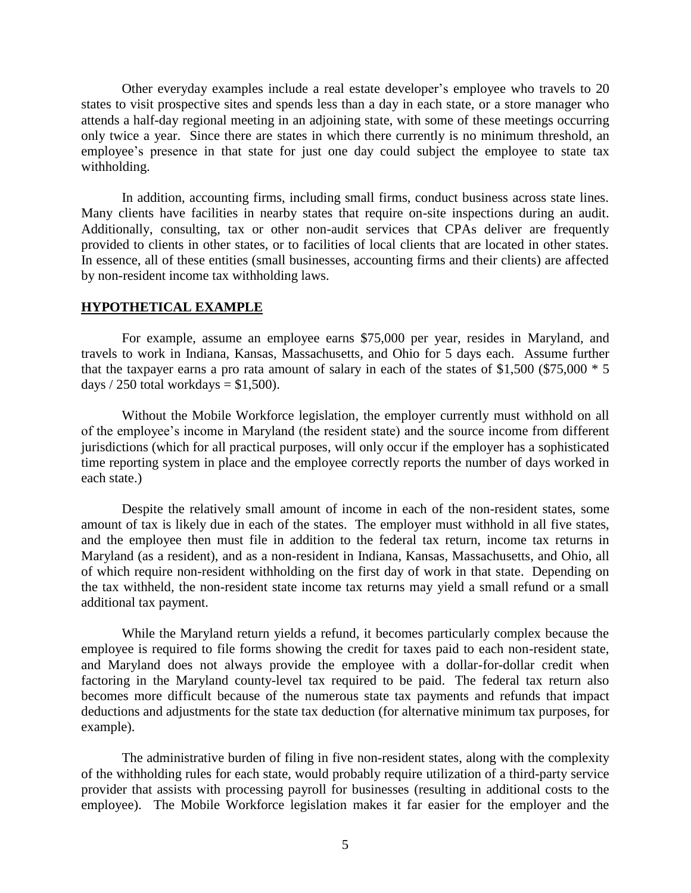Other everyday examples include a real estate developer's employee who travels to 20 states to visit prospective sites and spends less than a day in each state, or a store manager who attends a half-day regional meeting in an adjoining state, with some of these meetings occurring only twice a year. Since there are states in which there currently is no minimum threshold, an employee's presence in that state for just one day could subject the employee to state tax withholding.

In addition, accounting firms, including small firms, conduct business across state lines. Many clients have facilities in nearby states that require on-site inspections during an audit. Additionally, consulting, tax or other non-audit services that CPAs deliver are frequently provided to clients in other states, or to facilities of local clients that are located in other states. In essence, all of these entities (small businesses, accounting firms and their clients) are affected by non-resident income tax withholding laws.

## HYPOTHETICAL EXAMPLE

For example, assume an employee earns $75,000 per year, resides in Maryland, and travels to work in Indiana, Kansas, Massachusetts, and Ohio for 5 days each. Assume further that the taxpayer earns a pro rata amount of salary in each of the states of $1,500 ($75,000 * 5 days / 250 total workdays = $1,500).

Without the Mobile Workforce legislation, the employer currently must withhold on all of the employee's income in Maryland (the resident state) and the source income from different jurisdictions (which for all practical purposes, will only occur if the employer has a sophisticated time reporting system in place and the employee correctly reports the number of days worked in each state.)

Despite the relatively small amount of income in each of the non-resident states, some amount of tax is likely due in each of the states. The employer must withhold in all five states, and the employee then must file in addition to the federal tax return, income tax returns in Maryland (as a resident), and as a non-resident in Indiana, Kansas, Massachusetts, and Ohio, all of which require non-resident withholding on the first day of work in that state. Depending on the tax withheld, the non-resident state income tax returns may yield a small refund or a small additional tax payment.

While the Maryland return yields a refund, it becomes particularly complex because the employee is required to file forms showing the credit for taxes paid to each non-resident state, and Maryland does not always provide the employee with a dollar-for-dollar credit when factoring in the Maryland county-level tax required to be paid. The federal tax return also becomes more difficult because of the numerous state tax payments and refunds that impact deductions and adjustments for the state tax deduction (for alternative minimum tax purposes, for example).

The administrative burden of filing in five non-resident states, along with the complexity of the withholding rules for each state, would probably require utilization of a third-party service provider that assists with processing payroll for businesses (resulting in additional costs to the employee). The Mobile Workforce legislation makes it far easier for the employer and the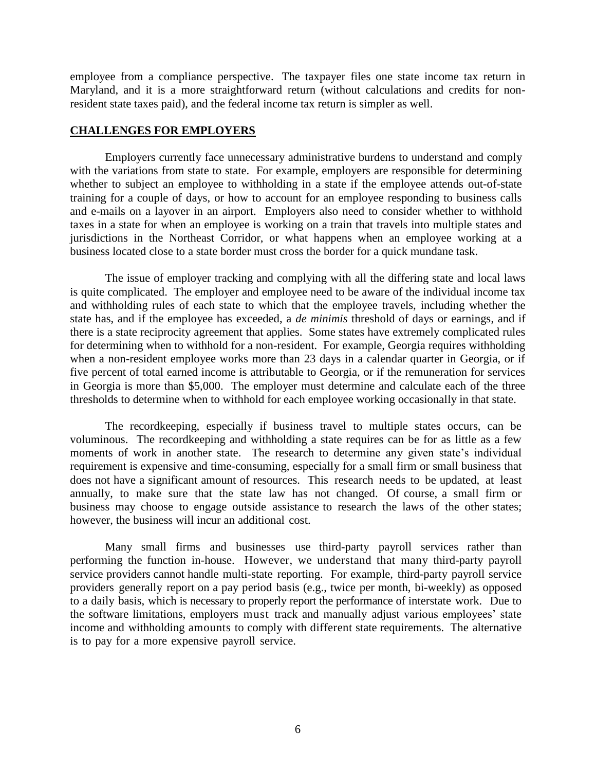employee from a compliance perspective. The taxpayer files one state income tax return in Maryland, and it is a more straightforward return (without calculations and credits for non-resident state taxes paid), and the federal income tax return is simpler as well.

## CHALLENGES FOR EMPLOYERS

Employers currently face unnecessary administrative burdens to understand and comply with the variations from state to state. For example, employers are responsible for determining whether to subject an employee to withholding in a state if the employee attends out-of-state training for a couple of days, or how to account for an employee responding to business calls and e-mails on a layover in an airport. Employers also need to consider whether to withhold taxes in a state for when an employee is working on a train that travels into multiple states and jurisdictions in the Northeast Corridor, or what happens when an employee working at a business located close to a state border must cross the border for a quick mundane task.

The issue of employer tracking and complying with all the differing state and local laws is quite complicated. The employer and employee need to be aware of the individual income tax and withholding rules of each state to which that the employee travels, including whether the state has, and if the employee has exceeded, a *de minimis* threshold of days or earnings, and if there is a state reciprocity agreement that applies. Some states have extremely complicated rules for determining when to withhold for a non-resident. For example, Georgia requires withholding when a non-resident employee works more than 23 days in a calendar quarter in Georgia, or if five percent of total earned income is attributable to Georgia, or if the remuneration for services in Georgia is more than $5,000. The employer must determine and calculate each of the three thresholds to determine when to withhold for each employee working occasionally in that state.

The recordkeeping, especially if business travel to multiple states occurs, can be voluminous. The recordkeeping and withholding a state requires can be for as little as a few moments of work in another state. The research to determine any given state's individual requirement is expensive and time-consuming, especially for a small firm or small business that does not have a significant amount of resources. This research needs to be updated, at least annually, to make sure that the state law has not changed. Of course, a small firm or business may choose to engage outside assistance to research the laws of the other states; however, the business will incur an additional cost.

Many small firms and businesses use third-party payroll services rather than performing the function in-house. However, we understand that many third-party payroll service providers cannot handle multi-state reporting. For example, third-party payroll service providers generally report on a pay period basis (e.g., twice per month, bi-weekly) as opposed to a daily basis, which is necessary to properly report the performance of interstate work. Due to the software limitations, employers must track and manually adjust various employees' state income and withholding amounts to comply with different state requirements. The alternative is to pay for a more expensive payroll service.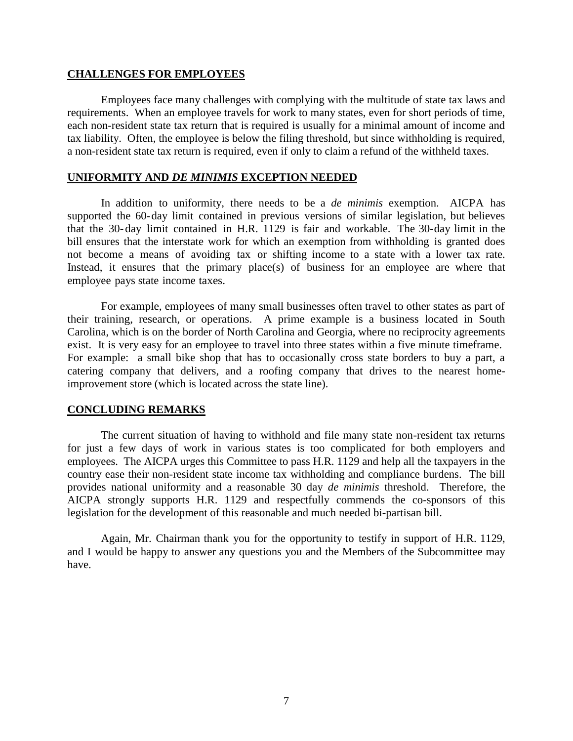## CHALLENGES FOR EMPLOYEES

Employees face many challenges with complying with the multitude of state tax laws and requirements. When an employee travels for work to many states, even for short periods of time, each non-resident state tax return that is required is usually for a minimal amount of income and tax liability. Often, the employee is below the filing threshold, but since withholding is required, a non-resident state tax return is required, even if only to claim a refund of the withheld taxes.

## UNIFORMITY AND *DE MINIMIS* EXCEPTION NEEDED

In addition to uniformity, there needs to be a *de minimis* exemption. AICPA has supported the 60-day limit contained in previous versions of similar legislation, but believes that the 30-day limit contained in H.R. 1129 is fair and workable. The 30-day limit in the bill ensures that the interstate work for which an exemption from withholding is granted does not become a means of avoiding tax or shifting income to a state with a lower tax rate. Instead, it ensures that the primary place(s) of business for an employee are where that employee pays state income taxes.

For example, employees of many small businesses often travel to other states as part of their training, research, or operations. A prime example is a business located in South Carolina, which is on the border of North Carolina and Georgia, where no reciprocity agreements exist. It is very easy for an employee to travel into three states within a five minute timeframe. For example: a small bike shop that has to occasionally cross state borders to buy a part, a catering company that delivers, and a roofing company that drives to the nearest home-improvement store (which is located across the state line).

## CONCLUDING REMARKS

The current situation of having to withhold and file many state non-resident tax returns for just a few days of work in various states is too complicated for both employers and employees. The AICPA urges this Committee to pass H.R. 1129 and help all the taxpayers in the country ease their non-resident state income tax withholding and compliance burdens. The bill provides national uniformity and a reasonable 30 day *de minimis* threshold. Therefore, the AICPA strongly supports H.R. 1129 and respectfully commends the co-sponsors of this legislation for the development of this reasonable and much needed bi-partisan bill.

Again, Mr. Chairman thank you for the opportunity to testify in support of H.R. 1129, and I would be happy to answer any questions you and the Members of the Subcommittee may have.